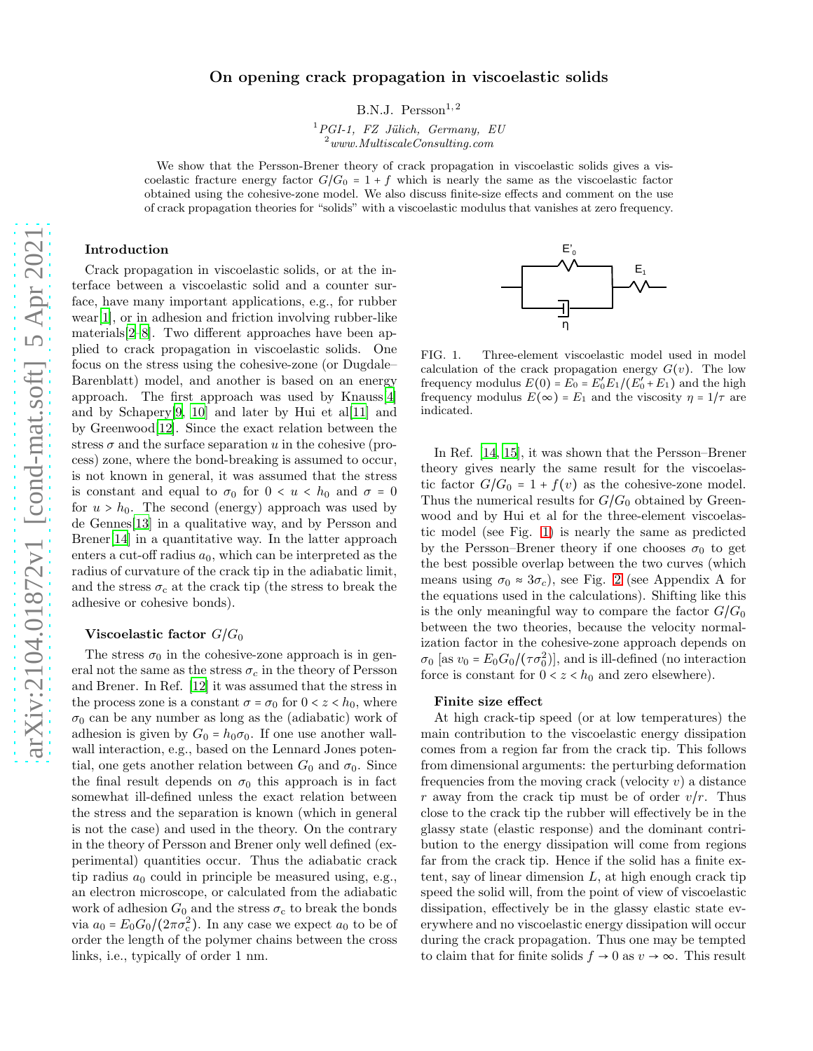# On opening crack propagation in viscoelastic solids

B.N.J. Persson[1, 2]

[1] *PGI-1, FZ Jülich, Germany, EU*
[2] *www.MultiscaleConsulting.com*

We show that the Persson-Brener theory of crack propagation in viscoelastic solids gives a viscoelastic fracture energy factor $G/G_0 = 1 + f$ which is nearly the same as the viscoelastic factor obtained using the cohesive-zone model. We also discuss finite-size effects and comment on the use of crack propagation theories for "solids" with a viscoelastic modulus that vanishes at zero frequency.

## Introduction

Crack propagation in viscoelastic solids, or at the interface between a viscoelastic solid and a counter surface, have many important applications, e.g., for rubber wear[1], or in adhesion and friction involving rubber-like materials[2-8]. Two different approaches have been applied to crack propagation in viscoelastic solids. One focus on the stress using the cohesive-zone (or Dugdale–Barenblatt) model, and another is based on an energy approach. The first approach was used by Knauss[4] and by Schapery[9, 10] and later by Hui et al[11] and by Greenwood[12]. Since the exact relation between the stress $\sigma$ and the surface separation $u$ in the cohesive (process) zone, where the bond-breaking is assumed to occur, is not known in general, it was assumed that the stress is constant and equal to $\sigma_0$ for $0 < u < h_0$ and $\sigma = 0$ for $u > h_0$. The second (energy) approach was used by de Gennes[13] in a qualitative way, and by Persson and Brener[14] in a quantitative way. In the latter approach enters a cut-off radius $a_0$, which can be interpreted as the radius of curvature of the crack tip in the adiabatic limit, and the stress $\sigma_c$ at the crack tip (the stress to break the adhesive or cohesive bonds).

### Viscoelastic factor $G/G_0$

The stress $\sigma_0$ in the cohesive-zone approach is in general not the same as the stress $\sigma_c$ in the theory of Persson and Brener. In Ref. [12] it was assumed that the stress in the process zone is a constant $\sigma = \sigma_0$ for $0 < z < h_0$, where $\sigma_0$ can be any number as long as the (adiabatic) work of adhesion is given by $G_0 = h_0\sigma_0$. If one use another wall-wall interaction, e.g., based on the Lennard Jones potential, one gets another relation between $G_0$ and $\sigma_0$. Since the final result depends on $\sigma_0$ this approach is in fact somewhat ill-defined unless the exact relation between the stress and the separation is known (which in general is not the case) and used in the theory. On the contrary in the theory of Persson and Brener only well defined (experimental) quantities occur. Thus the adiabatic crack tip radius $a_0$ could in principle be measured using, e.g., an electron microscope, or calculated from the adiabatic work of adhesion $G_0$ and the stress $\sigma_c$ to break the bonds via $a_0 = E_0 G_0/(2\pi\sigma_c^2)$. In any case we expect $a_0$ to be of order the length of the polymer chains between the cross links, i.e., typically of order 1 nm.

FIG. 1. Three-element viscoelastic model used in model calculation of the crack propagation energy $G(v)$. The low frequency modulus $E(0) = E_0 = E_0' E_1/(E_0' + E_1)$ and the high frequency modulus $E(\infty) = E_1$ and the viscosity $\eta = 1/\tau$ are indicated.

In Ref. [14, 15], it was shown that the Persson–Brener theory gives nearly the same result for the viscoelastic factor $G/G_0 = 1 + f(v)$ as the cohesive-zone model. Thus the numerical results for $G/G_0$ obtained by Greenwood and by Hui et al for the three-element viscoelastic model (see Fig. 1) is nearly the same as predicted by the Persson–Brener theory if one chooses $\sigma_0$ to get the best possible overlap between the two curves (which means using $\sigma_0 \approx 3\sigma_c$), see Fig. 2 (see Appendix A for the equations used in the calculations). Shifting like this is the only meaningful way to compare the factor $G/G_0$ between the two theories, because the velocity normalization factor in the cohesive-zone approach depends on $\sigma_0$ [as $v_0 = E_0 G_0/(\tau\sigma_0^2)$], and is ill-defined (no interaction force is constant for $0 < z < h_0$ and zero elsewhere).

### Finite size effect

At high crack-tip speed (or at low temperatures) the main contribution to the viscoelastic energy dissipation comes from a region far from the crack tip. This follows from dimensional arguments: the perturbing deformation frequencies from the moving crack (velocity $v$) a distance $r$ away from the crack tip must be of order $v/r$. Thus close to the crack tip the rubber will effectively be in the glassy state (elastic response) and the dominant contribution to the energy dissipation will come from regions far from the crack tip. Hence if the solid has a finite extent, say of linear dimension $L$, at high enough crack tip speed the solid will, from the point of view of viscoelastic dissipation, effectively be in the glassy elastic state everywhere and no viscoelastic energy dissipation will occur during the crack propagation. Thus one may be tempted to claim that for finite solids $f \to 0$ as $v \to \infty$. This result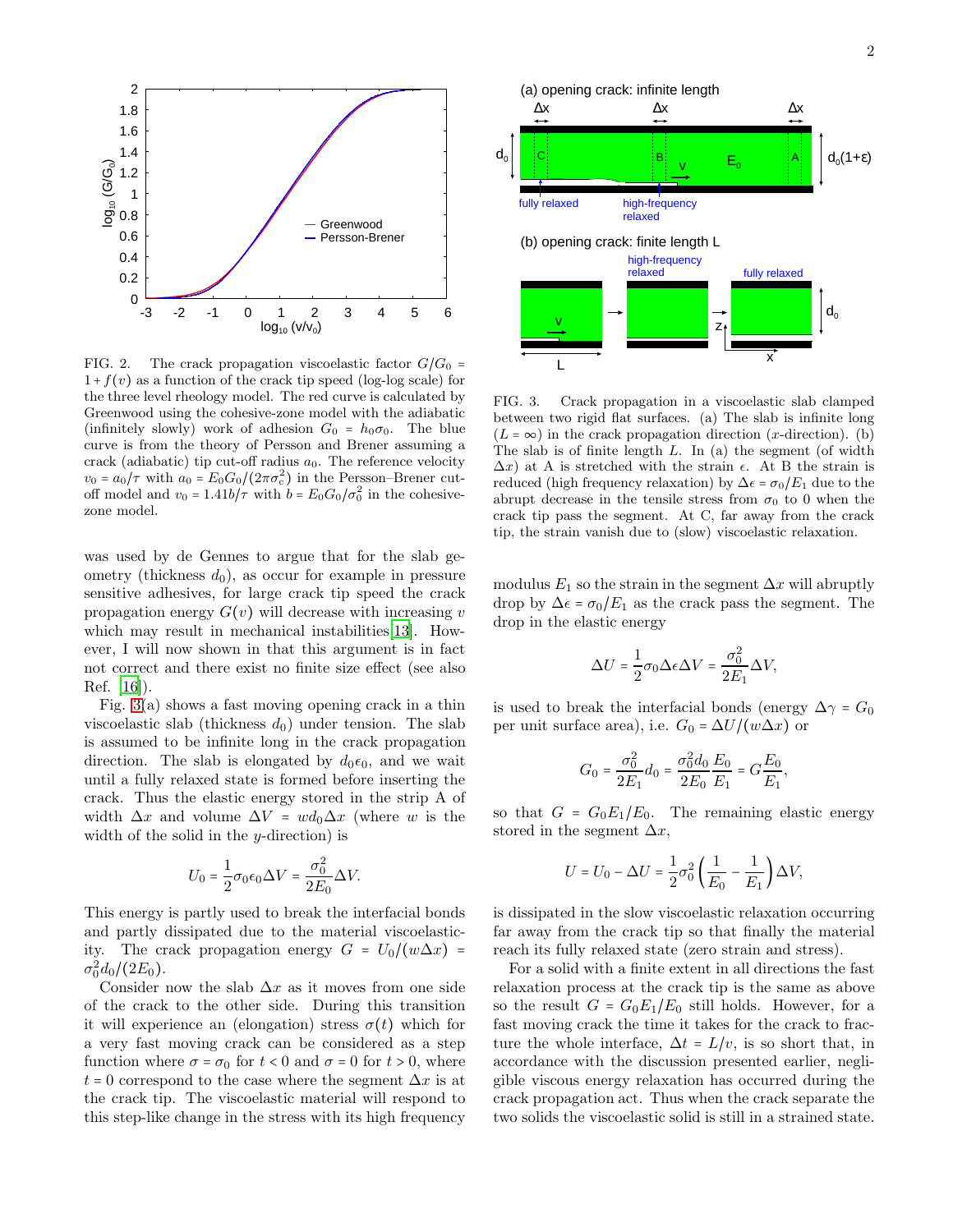FIG. 2. The crack propagation viscoelastic factor $G/G_0 = 1 + f(v)$ as a function of the crack tip speed (log-log scale) for the three level rheology model. The red curve is calculated by Greenwood using the cohesive-zone model with the adiabatic (infinitely slowly) work of adhesion $G_0 = h_0\sigma_0$. The blue curve is from the theory of Persson and Brener assuming a crack (adiabatic) tip cut-off radius $a_0$. The reference velocity $v_0 = a_0/\tau$ with $a_0 = E_0 G_0/(2\pi\sigma_c^2)$ in the Persson–Brener cut-off model and $v_0 = 1.41b/\tau$ with $b = E_0 G_0/\sigma_0^2$ in the cohesive-zone model.

was used by de Gennes to argue that for the slab geometry (thickness $d_0$), as occur for example in pressure sensitive adhesives, for large crack tip speed the crack propagation energy $G(v)$ will decrease with increasing $v$ which may result in mechanical instabilities[13]. However, I will now shown in that this argument is in fact not correct and there exist no finite size effect (see also Ref. [16]).

Fig. 3(a) shows a fast moving opening crack in a thin viscoelastic slab (thickness $d_0$) under tension. The slab is assumed to be infinite long in the crack propagation direction. The slab is elongated by $d_0\epsilon_0$, and we wait until a fully relaxed state is formed before inserting the crack. Thus the elastic energy stored in the strip A of width $\Delta x$ and volume $\Delta V = w d_0 \Delta x$ (where $w$ is the width of the solid in the $y$-direction) is

$$U_0 = \frac{1}{2}\sigma_0\epsilon_0\Delta V = \frac{\sigma_0^2}{2E_0}\Delta V.$$

This energy is partly used to break the interfacial bonds and partly dissipated due to the material viscoelasticity. The crack propagation energy $G = U_0/(w\Delta x) = \sigma_0^2 d_0/(2E_0)$.

Consider now the slab $\Delta x$ as it moves from one side of the crack to the other side. During this transition it will experience an (elongation) stress $\sigma(t)$ which for a very fast moving crack can be considered as a step function where $\sigma = \sigma_0$ for $t < 0$ and $\sigma = 0$ for $t > 0$, where $t = 0$ correspond to the case where the segment $\Delta x$ is at the crack tip. The viscoelastic material will respond to this step-like change in the stress with its high frequency

FIG. 3. Crack propagation in a viscoelastic slab clamped between two rigid flat surfaces. (a) The slab is infinite long ($L = \infty$) in the crack propagation direction ($x$-direction). (b) The slab is of finite length $L$. In (a) the segment (of width $\Delta x$) at A is stretched with the strain $\epsilon$. At B the strain is reduced (high frequency relaxation) by $\Delta\epsilon = \sigma_0/E_1$ due to the abrupt decrease in the tensile stress from $\sigma_0$ to 0 when the crack tip pass the segment. At C, far away from the crack tip, the strain vanish due to (slow) viscoelastic relaxation.

modulus $E_1$ so the strain in the segment $\Delta x$ will abruptly drop by $\Delta\epsilon = \sigma_0/E_1$ as the crack pass the segment. The drop in the elastic energy

$$\Delta U = \frac{1}{2}\sigma_0\Delta\epsilon\Delta V = \frac{\sigma_0^2}{2E_1}\Delta V,$$

is used to break the interfacial bonds (energy $\Delta\gamma = G_0$ per unit surface area), i.e. $G_0 = \Delta U/(w\Delta x)$ or

$$G_0 = \frac{\sigma_0^2}{2E_1}d_0 = \frac{\sigma_0^2 d_0}{2E_0}\frac{E_0}{E_1} = G\frac{E_0}{E_1},$$

so that $G = G_0 E_1/E_0$. The remaining elastic energy stored in the segment $\Delta x$,

$$U = U_0 - \Delta U = \frac{1}{2}\sigma_0^2\left(\frac{1}{E_0} - \frac{1}{E_1}\right)\Delta V,$$

is dissipated in the slow viscoelastic relaxation occurring far away from the crack tip so that finally the material reach its fully relaxed state (zero strain and stress).

For a solid with a finite extent in all directions the fast relaxation process at the crack tip is the same as above so the result $G = G_0 E_1/E_0$ still holds. However, for a fast moving crack the time it takes for the crack to fracture the whole interface, $\Delta t = L/v$, is so short that, in accordance with the discussion presented earlier, negligible viscous energy relaxation has occurred during the crack propagation act. Thus when the crack separate the two solids the viscoelastic solid is still in a strained state.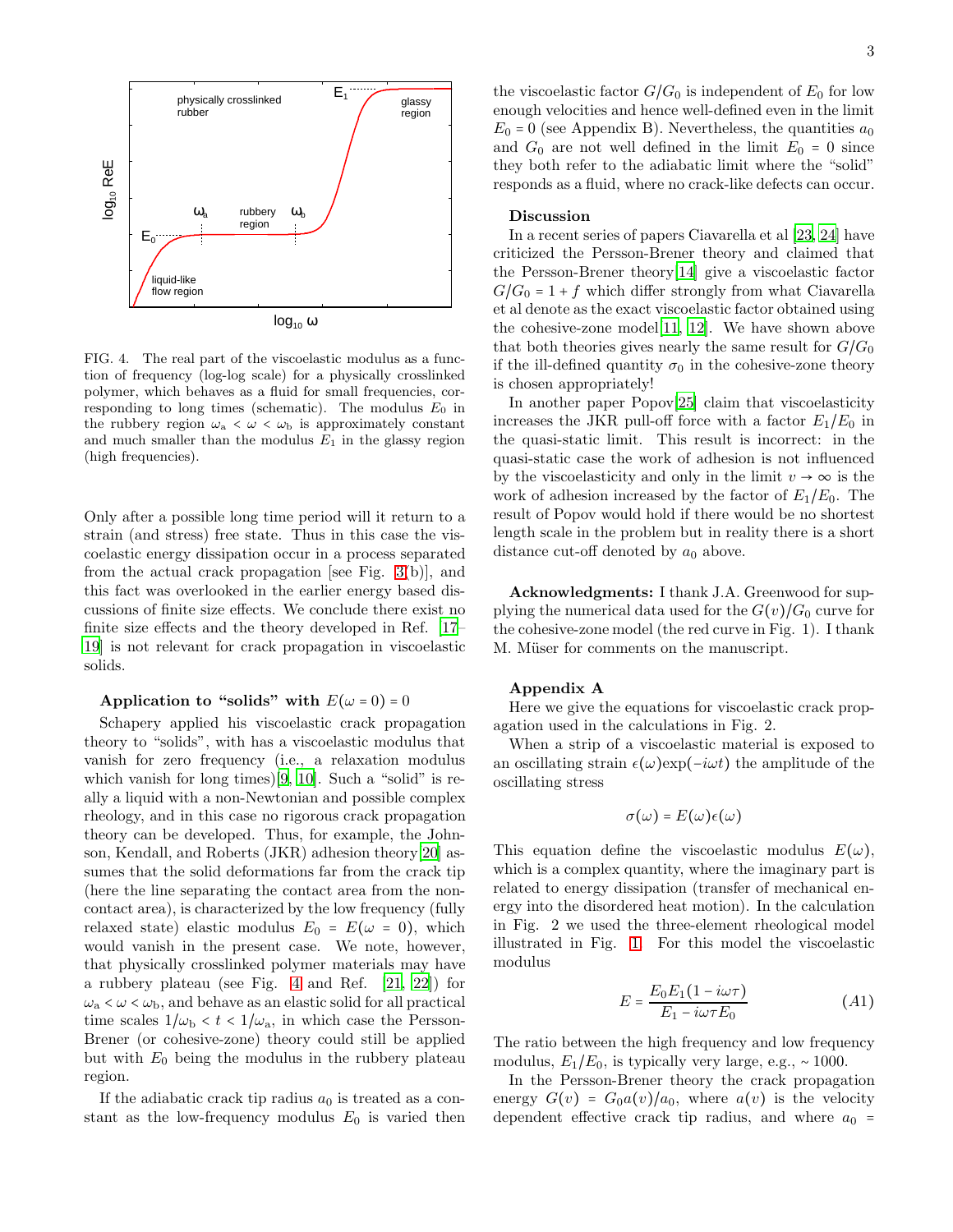FIG. 4. The real part of the viscoelastic modulus as a function of frequency (log-log scale) for a physically crosslinked polymer, which behaves as a fluid for small frequencies, corresponding to long times (schematic). The modulus $E_0$ in the rubbery region $\omega_a < \omega < \omega_b$ is approximately constant and much smaller than the modulus $E_1$ in the glassy region (high frequencies).

Only after a possible long time period will it return to a strain (and stress) free state. Thus in this case the viscoelastic energy dissipation occur in a process separated from the actual crack propagation [see Fig. 3(b)], and this fact was overlooked in the earlier energy based discussions of finite size effects. We conclude there exist no finite size effects and the theory developed in Ref. [17–19] is not relevant for crack propagation in viscoelastic solids.

**Application to "solids" with $E(\omega = 0) = 0$**

Schapery applied his viscoelastic crack propagation theory to "solids", with has a viscoelastic modulus that vanish for zero frequency (i.e., a relaxation modulus which vanish for long times)[9, 10]. Such a "solid" is really a liquid with a non-Newtonian and possible complex rheology, and in this case no rigorous crack propagation theory can be developed. Thus, for example, the Johnson, Kendall, and Roberts (JKR) adhesion theory[20] assumes that the solid deformations far from the crack tip (here the line separating the contact area from the non-contact area), is characterized by the low frequency (fully relaxed state) elastic modulus $E_0 = E(\omega = 0)$, which would vanish in the present case. We note, however, that physically crosslinked polymer materials may have a rubbery plateau (see Fig. 4 and Ref. [21, 22]) for $\omega_a < \omega < \omega_b$, and behave as an elastic solid for all practical time scales $1/\omega_b < t < 1/\omega_a$, in which case the Persson-Brener (or cohesive-zone) theory could still be applied but with $E_0$ being the modulus in the rubbery plateau region.

If the adiabatic crack tip radius $a_0$ is treated as a constant as the low-frequency modulus $E_0$ is varied then the viscoelastic factor $G/G_0$ is independent of $E_0$ for low enough velocities and hence well-defined even in the limit $E_0 = 0$ (see Appendix B). Nevertheless, the quantities $a_0$ and $G_0$ are not well defined in the limit $E_0 = 0$ since they both refer to the adiabatic limit where the "solid" responds as a fluid, where no crack-like defects can occur.

**Discussion**

In a recent series of papers Ciavarella et al [23, 24] have criticized the Persson-Brener theory and claimed that the Persson-Brener theory[14] give a viscoelastic factor $G/G_0 = 1 + f$ which differ strongly from what Ciavarella et al denote as the exact viscoelastic factor obtained using the cohesive-zone model[11, 12]. We have shown above that both theories gives nearly the same result for $G/G_0$ if the ill-defined quantity $\sigma_0$ in the cohesive-zone theory is chosen appropriately!

In another paper Popov[25] claim that viscoelasticity increases the JKR pull-off force with a factor $E_1/E_0$ in the quasi-static limit. This result is incorrect: in the quasi-static case the work of adhesion is not influenced by the viscoelasticity and only in the limit $v \to \infty$ is the work of adhesion increased by the factor of $E_1/E_0$. The result of Popov would hold if there would be no shortest length scale in the problem but in reality there is a short distance cut-off denoted by $a_0$ above.

**Acknowledgments:** I thank J.A. Greenwood for supplying the numerical data used for the $G(v)/G_0$ curve for the cohesive-zone model (the red curve in Fig. 1). I thank M. Müser for comments on the manuscript.

**Appendix A**

Here we give the equations for viscoelastic crack propagation used in the calculations in Fig. 2.

When a strip of a viscoelastic material is exposed to an oscillating strain $\epsilon(\omega)\exp(-i\omega t)$ the amplitude of the oscillating stress

$$\sigma(\omega) = E(\omega)\epsilon(\omega)$$

This equation define the viscoelastic modulus $E(\omega)$, which is a complex quantity, where the imaginary part is related to energy dissipation (transfer of mechanical energy into the disordered heat motion). In the calculation in Fig. 2 we used the three-element rheological model illustrated in Fig. 1. For this model the viscoelastic modulus

$$E = \frac{E_0 E_1 (1 - i\omega\tau)}{E_1 - i\omega\tau E_0} \qquad (A1)$$

The ratio between the high frequency and low frequency modulus, $E_1/E_0$, is typically very large, e.g., $\sim 1000$.

In the Persson-Brener theory the crack propagation energy $G(v) = G_0 a(v)/a_0$, where $a(v)$ is the velocity dependent effective crack tip radius, and where $a_0 =$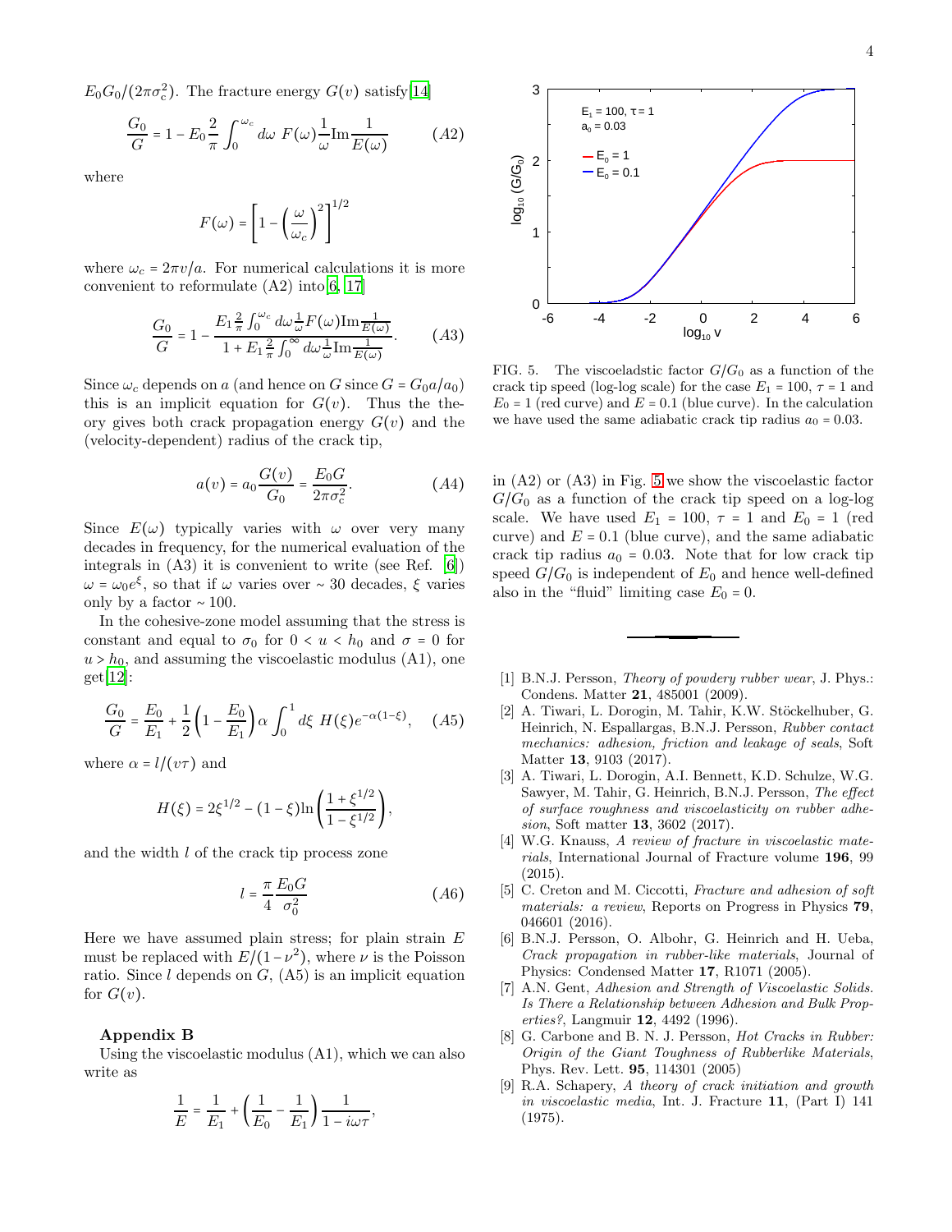$E_0 G_0/(2\pi\sigma_c^2)$. The fracture energy $G(v)$ satisfy[14]

$$\frac{G_0}{G} = 1 - E_0 \frac{2}{\pi} \int_0^{\omega_c} d\omega \ F(\omega) \frac{1}{\omega} \text{Im} \frac{1}{E(\omega)} \qquad (A2)$$

where

$$F(\omega) = \left[1 - \left(\frac{\omega}{\omega_c}\right)^2\right]^{1/2}$$

where $\omega_c = 2\pi v/a$. For numerical calculations it is more convenient to reformulate (A2) into[6, 17]

$$\frac{G_0}{G} = 1 - \frac{E_1 \frac{2}{\pi} \int_0^{\omega_c} d\omega \frac{1}{\omega} F(\omega) \text{Im} \frac{1}{E(\omega)}}{1 + E_1 \frac{2}{\pi} \int_0^{\infty} d\omega \frac{1}{\omega} \text{Im} \frac{1}{E(\omega)}}. \qquad (A3)$$

Since $\omega_c$ depends on $a$ (and hence on $G$ since $G = G_0 a/a_0$) this is an implicit equation for $G(v)$. Thus the theory gives both crack propagation energy $G(v)$ and the (velocity-dependent) radius of the crack tip,

$$a(v) = a_0 \frac{G(v)}{G_0} = \frac{E_0 G}{2\pi\sigma_c^2}. \qquad (A4)$$

Since $E(\omega)$ typically varies with $\omega$ over very many decades in frequency, for the numerical evaluation of the integrals in (A3) it is convenient to write (see Ref. [6]) $\omega = \omega_0 e^{\xi}$, so that if $\omega$ varies over $\sim 30$ decades, $\xi$ varies only by a factor $\sim 100$.

In the cohesive-zone model assuming that the stress is constant and equal to $\sigma_0$ for $0 < u < h_0$ and $\sigma = 0$ for $u > h_0$, and assuming the viscoelastic modulus (A1), one get[12]:

$$\frac{G_0}{G} = \frac{E_0}{E_1} + \frac{1}{2}\left(1 - \frac{E_0}{E_1}\right) \alpha \int_0^1 d\xi \ H(\xi) e^{-\alpha(1-\xi)}, \qquad (A5)$$

where $\alpha = l/(v\tau)$ and

$$H(\xi) = 2\xi^{1/2} - (1-\xi) \ln\left(\frac{1+\xi^{1/2}}{1-\xi^{1/2}}\right),$$

and the width $l$ of the crack tip process zone

$$l = \frac{\pi}{4} \frac{E_0 G}{\sigma_0^2} \qquad (A6)$$

Here we have assumed plain stress; for plain strain $E$ must be replaced with $E/(1-\nu^2)$, where $\nu$ is the Poisson ratio. Since $l$ depends on $G$, (A5) is an implicit equation for $G(v)$.

### Appendix B

Using the viscoelastic modulus (A1), which we can also write as

$$\frac{1}{E} = \frac{1}{E_1} + \left(\frac{1}{E_0} - \frac{1}{E_1}\right) \frac{1}{1 - i\omega\tau},$$

in (A2) or (A3) in Fig. 5 we show the viscoelastic factor $G/G_0$ as a function of the crack tip speed on a log-log scale. We have used $E_1 = 100$, $\tau = 1$ and $E_0 = 1$ (red curve) and $E = 0.1$ (blue curve), and the same adiabatic crack tip radius $a_0 = 0.03$. Note that for low crack tip speed $G/G_0$ is independent of $E_0$ and hence well-defined also in the "fluid" limiting case $E_0 = 0$.

FIG. 5. The viscoeladstic factor $G/G_0$ as a function of the crack tip speed (log-log scale) for the case $E_1 = 100$, $\tau = 1$ and $E_0 = 1$ (red curve) and $E = 0.1$ (blue curve). In the calculation we have used the same adiabatic crack tip radius $a_0 = 0.03$.

---

[1] B.N.J. Persson, *Theory of powdery rubber wear*, J. Phys.: Condens. Matter **21**, 485001 (2009).

[2] A. Tiwari, L. Dorogin, M. Tahir, K.W. Stöckelhuber, G. Heinrich, N. Espallargas, B.N.J. Persson, *Rubber contact mechanics: adhesion, friction and leakage of seals*, Soft Matter **13**, 9103 (2017).

[3] A. Tiwari, L. Dorogin, A.I. Bennett, K.D. Schulze, W.G. Sawyer, M. Tahir, G. Heinrich, B.N.J. Persson, *The effect of surface roughness and viscoelasticity on rubber adhesion*, Soft matter **13**, 3602 (2017).

[4] W.G. Knauss, *A review of fracture in viscoelastic materials*, International Journal of Fracture volume **196**, 99 (2015).

[5] C. Creton and M. Ciccotti, *Fracture and adhesion of soft materials: a review*, Reports on Progress in Physics **79**, 046601 (2016).

[6] B.N.J. Persson, O. Albohr, G. Heinrich and H. Ueba, *Crack propagation in rubber-like materials*, Journal of Physics: Condensed Matter **17**, R1071 (2005).

[7] A.N. Gent, *Adhesion and Strength of Viscoelastic Solids. Is There a Relationship between Adhesion and Bulk Properties?*, Langmuir **12**, 4492 (1996).

[8] G. Carbone and B. N. J. Persson, *Hot Cracks in Rubber: Origin of the Giant Toughness of Rubberlike Materials*, Phys. Rev. Lett. **95**, 114301 (2005)

[9] R.A. Schapery, *A theory of crack initiation and growth in viscoelastic media*, Int. J. Fracture **11**, (Part I) 141 (1975).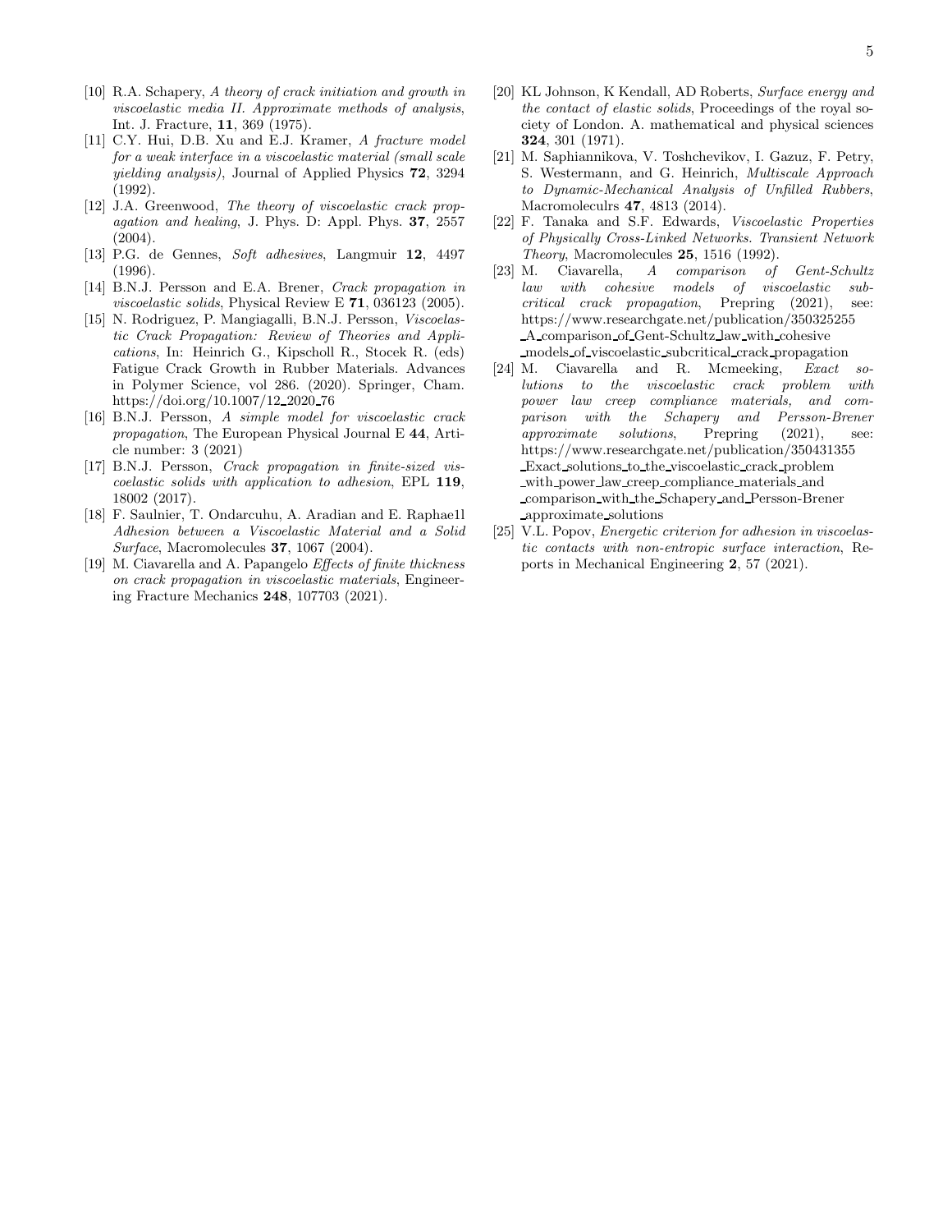[10] R.A. Schapery, *A theory of crack initiation and growth in viscoelastic media II. Approximate methods of analysis*, Int. J. Fracture, **11**, 369 (1975).

[11] C.Y. Hui, D.B. Xu and E.J. Kramer, *A fracture model for a weak interface in a viscoelastic material (small scale yielding analysis)*, Journal of Applied Physics **72**, 3294 (1992).

[12] J.A. Greenwood, *The theory of viscoelastic crack propagation and healing*, J. Phys. D: Appl. Phys. **37**, 2557 (2004).

[13] P.G. de Gennes, *Soft adhesives*, Langmuir **12**, 4497 (1996).

[14] B.N.J. Persson and E.A. Brener, *Crack propagation in viscoelastic solids*, Physical Review E **71**, 036123 (2005).

[15] N. Rodriguez, P. Mangiagalli, B.N.J. Persson, *Viscoelastic Crack Propagation: Review of Theories and Applications*, In: Heinrich G., Kipscholl R., Stocek R. (eds) Fatigue Crack Growth in Rubber Materials. Advances in Polymer Science, vol 286. (2020). Springer, Cham. https://doi.org/10.1007/12_2020_76

[16] B.N.J. Persson, *A simple model for viscoelastic crack propagation*, The European Physical Journal E **44**, Article number: 3 (2021)

[17] B.N.J. Persson, *Crack propagation in finite-sized viscoelastic solids with application to adhesion*, EPL **119**, 18002 (2017).

[18] F. Saulnier, T. Ondarcuhu, A. Aradian and E. Raphae1l *Adhesion between a Viscoelastic Material and a Solid Surface*, Macromolecules **37**, 1067 (2004).

[19] M. Ciavarella and A. Papangelo *Effects of finite thickness on crack propagation in viscoelastic materials*, Engineering Fracture Mechanics **248**, 107703 (2021).

[20] KL Johnson, K Kendall, AD Roberts, *Surface energy and the contact of elastic solids*, Proceedings of the royal society of London. A. mathematical and physical sciences **324**, 301 (1971).

[21] M. Saphiannikova, V. Toshchevikov, I. Gazuz, F. Petry, S. Westermann, and G. Heinrich, *Multiscale Approach to Dynamic-Mechanical Analysis of Unfilled Rubbers*, Macromoleculrs **47**, 4813 (2014).

[22] F. Tanaka and S.F. Edwards, *Viscoelastic Properties of Physically Cross-Linked Networks. Transient Network Theory*, Macromolecules **25**, 1516 (1992).

[23] M. Ciavarella, *A comparison of Gent-Schultz law with cohesive models of viscoelastic subcritical crack propagation*, Prepring (2021), see: https://www.researchgate.net/publication/350325255_A_comparison_of_Gent-Schultz_law_with_cohesive_models_of_viscoelastic_subcritical_crack_propagation

[24] M. Ciavarella and R. Mcmeeking, *Exact solutions to the viscoelastic crack problem with power law creep compliance materials, and comparison with the Schapery and Persson-Brener approximate solutions*, Prepring (2021), see: https://www.researchgate.net/publication/350431355_Exact_solutions_to_the_viscoelastic_crack_problem_with_power_law_creep_compliance_materials_and_comparison_with_the_Schapery_and_Persson-Brener_approximate_solutions

[25] V.L. Popov, *Energetic criterion for adhesion in viscoelastic contacts with non-entropic surface interaction*, Reports in Mechanical Engineering **2**, 57 (2021).